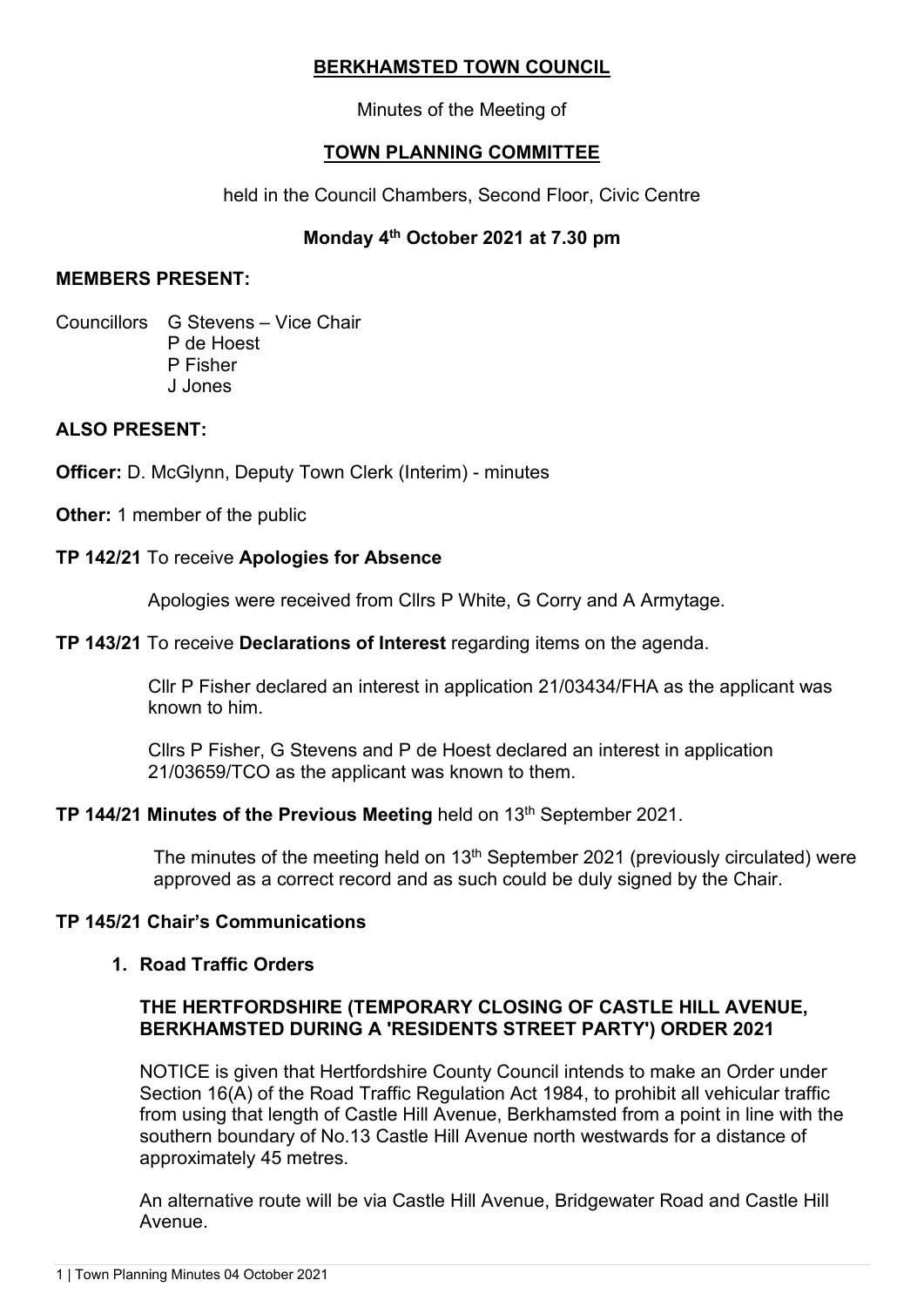# BERKHAMSTED TOWN COUNCIL

Minutes of the Meeting of

## TOWN PLANNING COMMITTEE

held in the Council Chambers, Second Floor, Civic Centre

**Monday 4th October 2021 at 7.30 pm**

**MEMBERS PRESENT:**

Councillors G Stevens – Vice Chair
P de Hoest
P Fisher
J Jones

**ALSO PRESENT:**

**Officer:** D. McGlynn, Deputy Town Clerk (Interim) - minutes

**Other:** 1 member of the public

**TP 142/21** To receive **Apologies for Absence**

Apologies were received from Cllrs P White, G Corry and A Armytage.

**TP 143/21** To receive **Declarations of Interest** regarding items on the agenda.

Cllr P Fisher declared an interest in application 21/03434/FHA as the applicant was known to him.

Cllrs P Fisher, G Stevens and P de Hoest declared an interest in application 21/03659/TCO as the applicant was known to them.

**TP 144/21 Minutes of the Previous Meeting** held on 13th September 2021.

The minutes of the meeting held on 13th September 2021 (previously circulated) were approved as a correct record and as such could be duly signed by the Chair.

**TP 145/21 Chair's Communications**

**1. Road Traffic Orders**

**THE HERTFORDSHIRE (TEMPORARY CLOSING OF CASTLE HILL AVENUE, BERKHAMSTED DURING A 'RESIDENTS STREET PARTY') ORDER 2021**

NOTICE is given that Hertfordshire County Council intends to make an Order under Section 16(A) of the Road Traffic Regulation Act 1984, to prohibit all vehicular traffic from using that length of Castle Hill Avenue, Berkhamsted from a point in line with the southern boundary of No.13 Castle Hill Avenue north westwards for a distance of approximately 45 metres.

An alternative route will be via Castle Hill Avenue, Bridgewater Road and Castle Hill Avenue.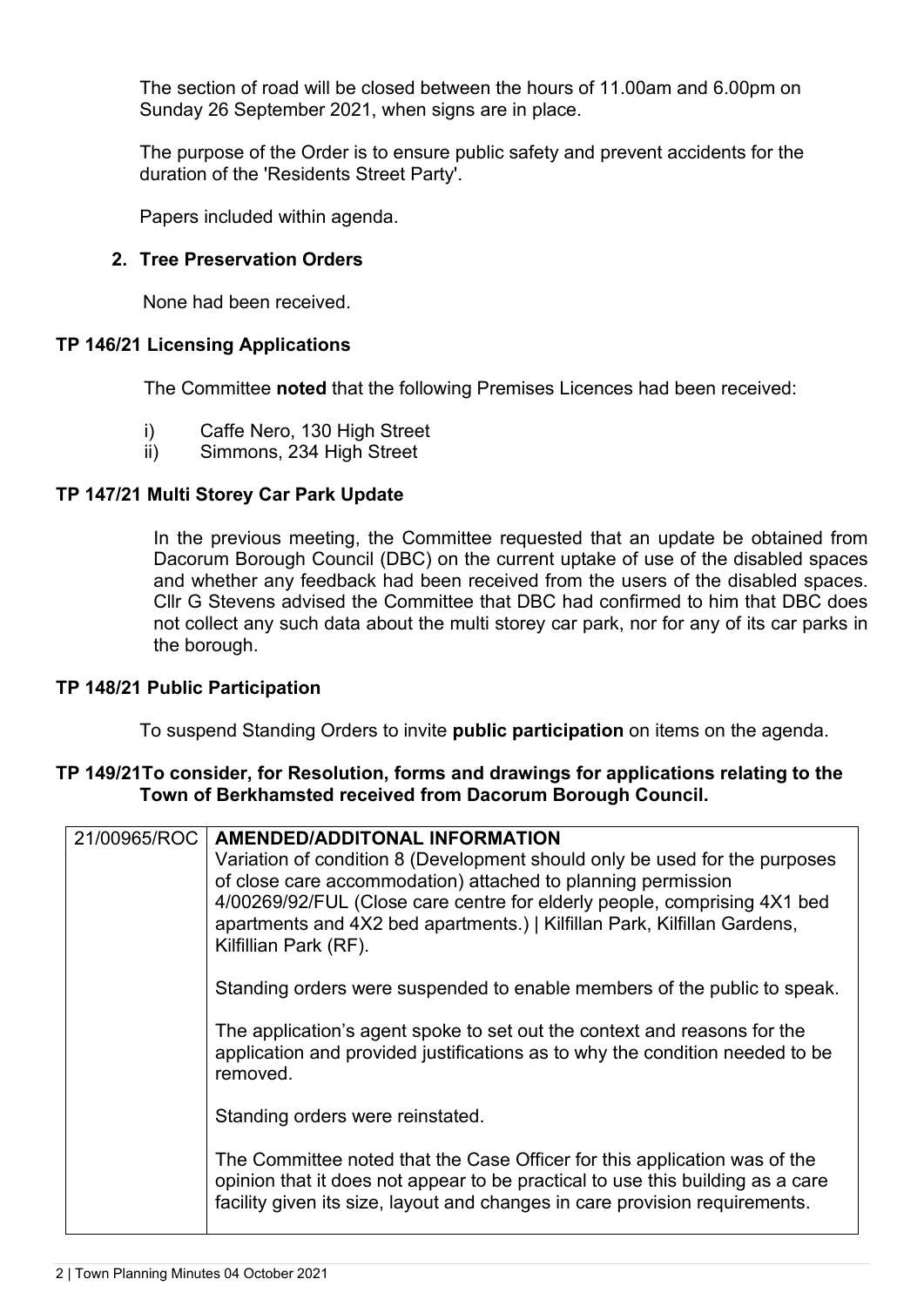The section of road will be closed between the hours of 11.00am and 6.00pm on Sunday 26 September 2021, when signs are in place.

The purpose of the Order is to ensure public safety and prevent accidents for the duration of the 'Residents Street Party'.

Papers included within agenda.

**2. Tree Preservation Orders**

None had been received.

**TP 146/21 Licensing Applications**

The Committee **noted** that the following Premises Licences had been received:

i) Caffe Nero, 130 High Street
ii) Simmons, 234 High Street

**TP 147/21 Multi Storey Car Park Update**

In the previous meeting, the Committee requested that an update be obtained from Dacorum Borough Council (DBC) on the current uptake of use of the disabled spaces and whether any feedback had been received from the users of the disabled spaces. Cllr G Stevens advised the Committee that DBC had confirmed to him that DBC does not collect any such data about the multi storey car park, nor for any of its car parks in the borough.

**TP 148/21 Public Participation**

To suspend Standing Orders to invite **public participation** on items on the agenda.

**TP 149/21To consider, for Resolution, forms and drawings for applications relating to the Town of Berkhamsted received from Dacorum Borough Council.**

| | |
|---|---|
| 21/00965/ROC | **AMENDED/ADDITONAL INFORMATION**<br>Variation of condition 8 (Development should only be used for the purposes of close care accommodation) attached to planning permission 4/00269/92/FUL (Close care centre for elderly people, comprising 4X1 bed apartments and 4X2 bed apartments.) \| Kilfillan Park, Kilfillan Gardens, Kilfillian Park (RF).<br><br>Standing orders were suspended to enable members of the public to speak.<br><br>The application's agent spoke to set out the context and reasons for the application and provided justifications as to why the condition needed to be removed.<br><br>Standing orders were reinstated.<br><br>The Committee noted that the Case Officer for this application was of the opinion that it does not appear to be practical to use this building as a care facility given its size, layout and changes in care provision requirements. |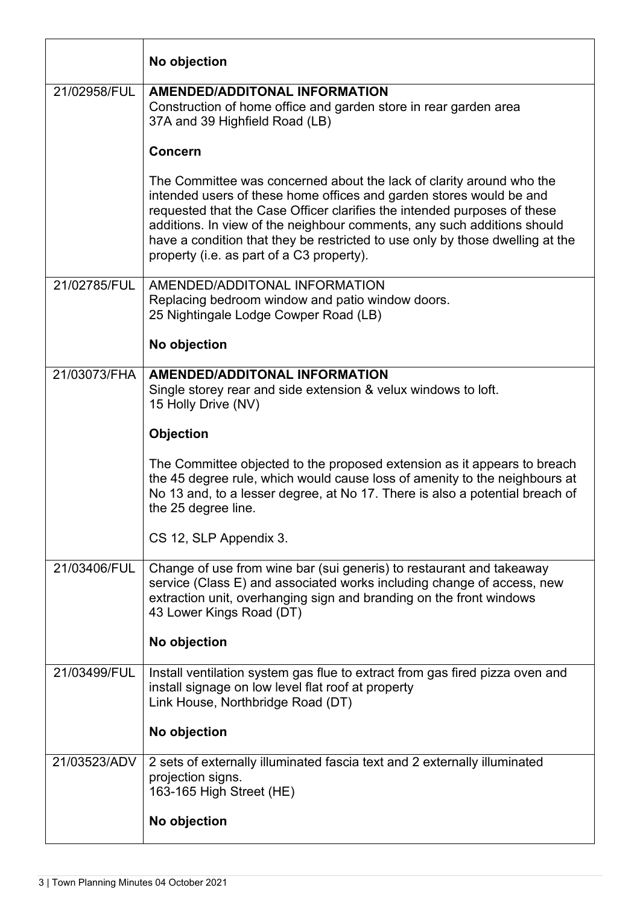| | |
|---|---|
| | **No objection** |
| 21/02958/FUL | **AMENDED/ADDITONAL INFORMATION**<br>Construction of home office and garden store in rear garden area<br>37A and 39 Highfield Road (LB)<br><br>**Concern**<br><br>The Committee was concerned about the lack of clarity around who the intended users of these home offices and garden stores would be and requested that the Case Officer clarifies the intended purposes of these additions. In view of the neighbour comments, any such additions should have a condition that they be restricted to use only by those dwelling at the property (i.e. as part of a C3 property). |
| 21/02785/FUL | AMENDED/ADDITONAL INFORMATION<br>Replacing bedroom window and patio window doors.<br>25 Nightingale Lodge Cowper Road (LB)<br><br>**No objection** |
| 21/03073/FHA | **AMENDED/ADDITONAL INFORMATION**<br>Single storey rear and side extension & velux windows to loft.<br>15 Holly Drive (NV)<br><br>**Objection**<br><br>The Committee objected to the proposed extension as it appears to breach the 45 degree rule, which would cause loss of amenity to the neighbours at No 13 and, to a lesser degree, at No 17. There is also a potential breach of the 25 degree line.<br><br>CS 12, SLP Appendix 3. |
| 21/03406/FUL | Change of use from wine bar (sui generis) to restaurant and takeaway service (Class E) and associated works including change of access, new extraction unit, overhanging sign and branding on the front windows<br>43 Lower Kings Road (DT)<br><br>**No objection** |
| 21/03499/FUL | Install ventilation system gas flue to extract from gas fired pizza oven and install signage on low level flat roof at property<br>Link House, Northbridge Road (DT)<br><br>**No objection** |
| 21/03523/ADV | 2 sets of externally illuminated fascia text and 2 externally illuminated projection signs.<br>163-165 High Street (HE)<br><br>**No objection** |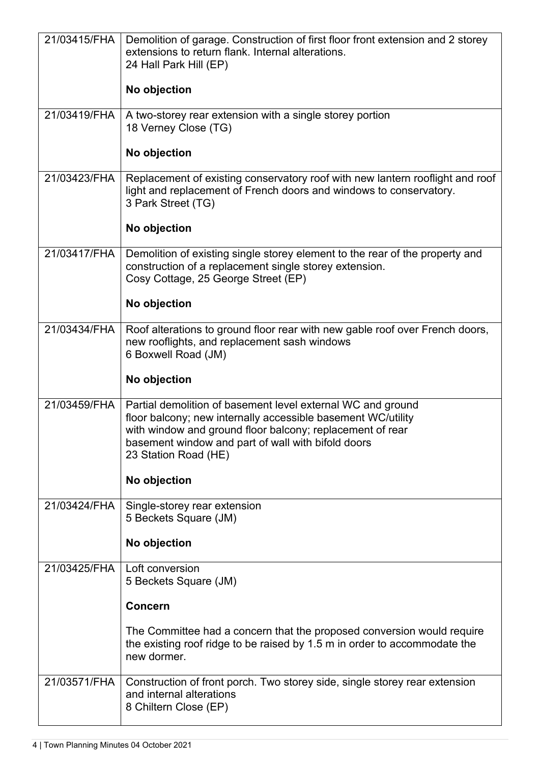| | |
|---|---|
| 21/03415/FHA | Demolition of garage. Construction of first floor front extension and 2 storey extensions to return flank. Internal alterations.<br>24 Hall Park Hill (EP)<br><br>**No objection** |
| 21/03419/FHA | A two-storey rear extension with a single storey portion<br>18 Verney Close (TG)<br><br>**No objection** |
| 21/03423/FHA | Replacement of existing conservatory roof with new lantern rooflight and roof light and replacement of French doors and windows to conservatory.<br>3 Park Street (TG)<br><br>**No objection** |
| 21/03417/FHA | Demolition of existing single storey element to the rear of the property and construction of a replacement single storey extension.<br>Cosy Cottage, 25 George Street (EP)<br><br>**No objection** |
| 21/03434/FHA | Roof alterations to ground floor rear with new gable roof over French doors, new rooflights, and replacement sash windows<br>6 Boxwell Road (JM)<br><br>**No objection** |
| 21/03459/FHA | Partial demolition of basement level external WC and ground floor balcony; new internally accessible basement WC/utility with window and ground floor balcony; replacement of rear basement window and part of wall with bifold doors<br>23 Station Road (HE)<br><br>**No objection** |
| 21/03424/FHA | Single-storey rear extension<br>5 Beckets Square (JM)<br><br>**No objection** |
| 21/03425/FHA | Loft conversion<br>5 Beckets Square (JM)<br><br>**Concern**<br><br>The Committee had a concern that the proposed conversion would require the existing roof ridge to be raised by 1.5 m in order to accommodate the new dormer. |
| 21/03571/FHA | Construction of front porch. Two storey side, single storey rear extension and internal alterations<br>8 Chiltern Close (EP) |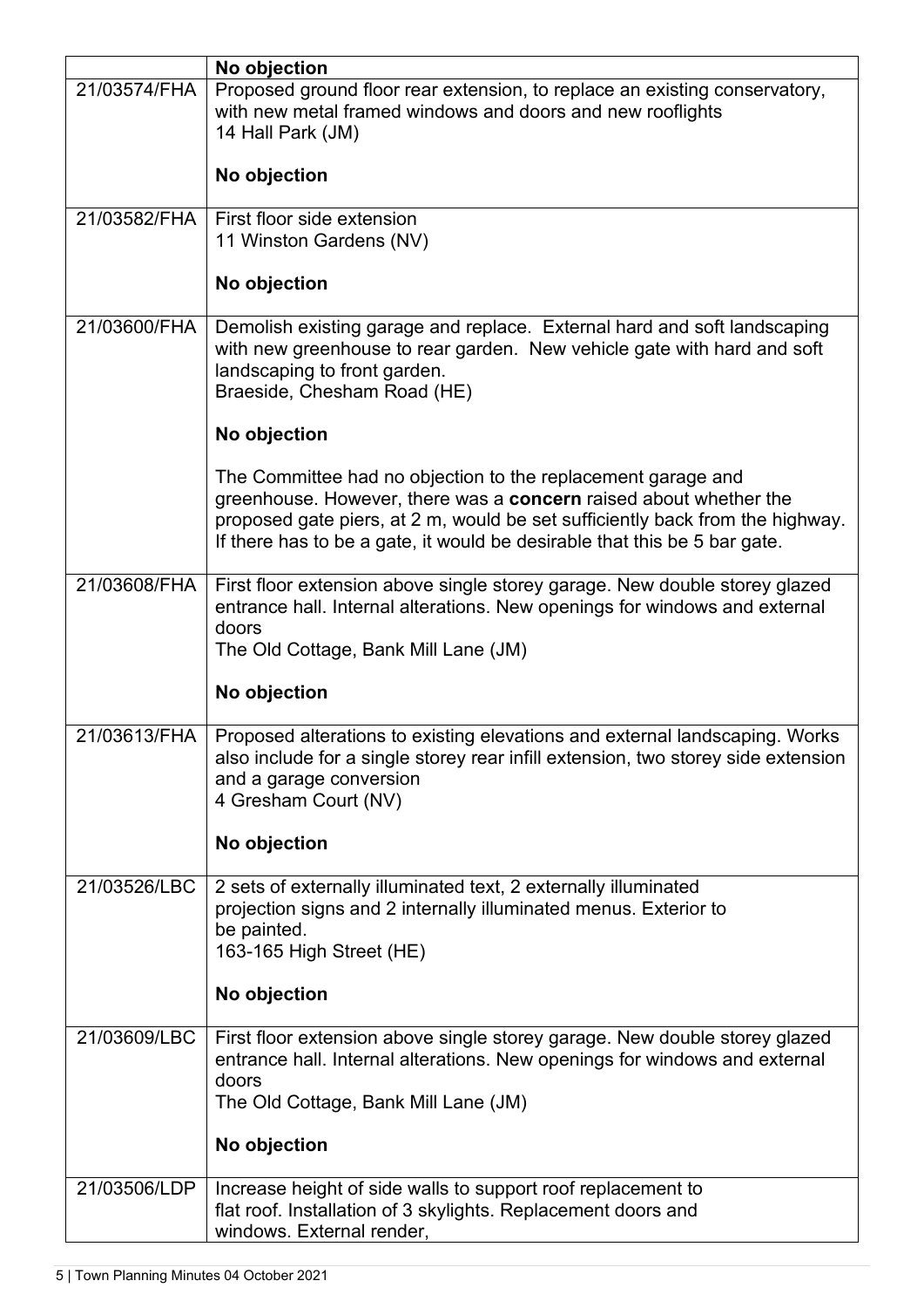| | |
|---|---|
| | **No objection** |
| 21/03574/FHA | Proposed ground floor rear extension, to replace an existing conservatory, with new metal framed windows and doors and new rooflights<br>14 Hall Park (JM)<br><br>**No objection** |
| 21/03582/FHA | First floor side extension<br>11 Winston Gardens (NV)<br><br>**No objection** |
| 21/03600/FHA | Demolish existing garage and replace. External hard and soft landscaping with new greenhouse to rear garden. New vehicle gate with hard and soft landscaping to front garden.<br>Braeside, Chesham Road (HE)<br><br>**No objection**<br><br>The Committee had no objection to the replacement garage and greenhouse. However, there was a **concern** raised about whether the proposed gate piers, at 2 m, would be set sufficiently back from the highway. If there has to be a gate, it would be desirable that this be 5 bar gate. |
| 21/03608/FHA | First floor extension above single storey garage. New double storey glazed entrance hall. Internal alterations. New openings for windows and external doors<br>The Old Cottage, Bank Mill Lane (JM)<br><br>**No objection** |
| 21/03613/FHA | Proposed alterations to existing elevations and external landscaping. Works also include for a single storey rear infill extension, two storey side extension and a garage conversion<br>4 Gresham Court (NV)<br><br>**No objection** |
| 21/03526/LBC | 2 sets of externally illuminated text, 2 externally illuminated projection signs and 2 internally illuminated menus. Exterior to be painted.<br>163-165 High Street (HE)<br><br>**No objection** |
| 21/03609/LBC | First floor extension above single storey garage. New double storey glazed entrance hall. Internal alterations. New openings for windows and external doors<br>The Old Cottage, Bank Mill Lane (JM)<br><br>**No objection** |
| 21/03506/LDP | Increase height of side walls to support roof replacement to flat roof. Installation of 3 skylights. Replacement doors and windows. External render, |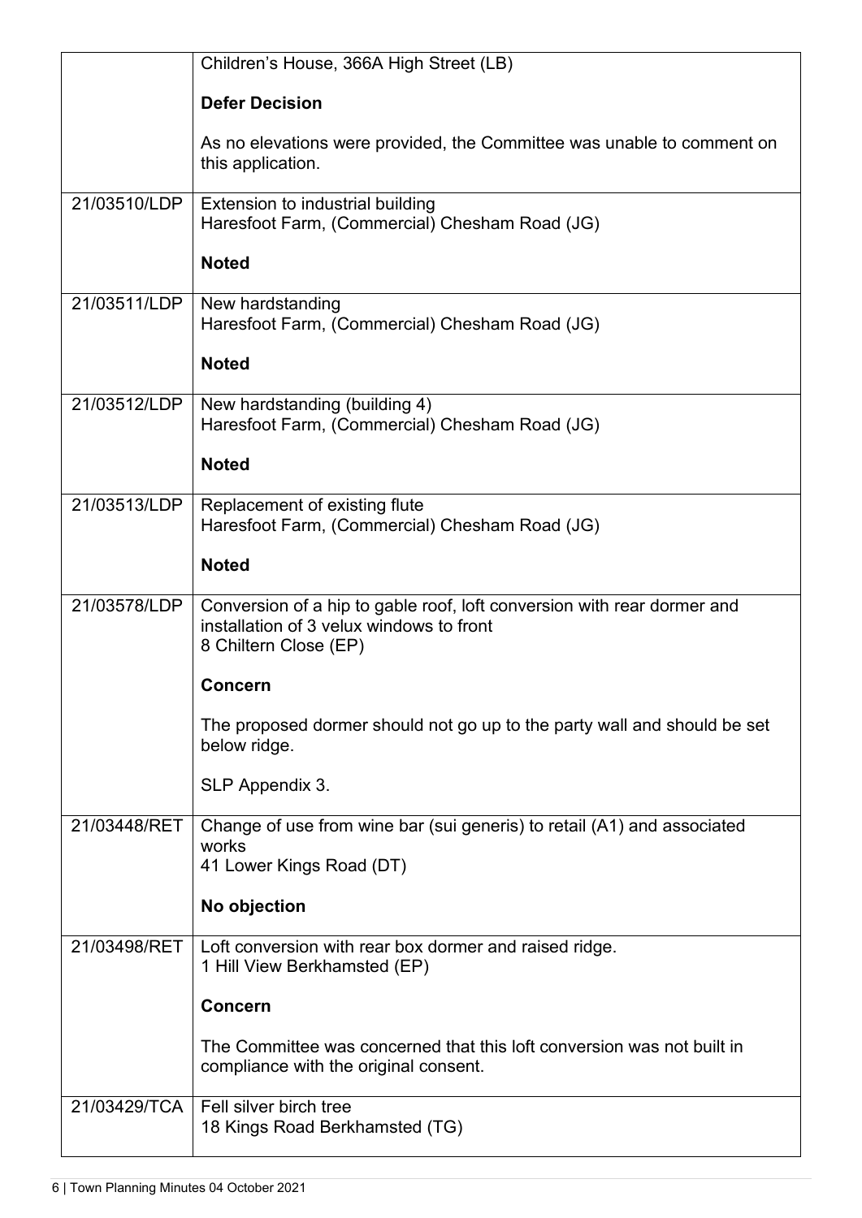| | |
|---|---|
| | Children's House, 366A High Street (LB)<br><br>**Defer Decision**<br><br>As no elevations were provided, the Committee was unable to comment on this application. |
| 21/03510/LDP | Extension to industrial building<br>Haresfoot Farm, (Commercial) Chesham Road (JG)<br><br>**Noted** |
| 21/03511/LDP | New hardstanding<br>Haresfoot Farm, (Commercial) Chesham Road (JG)<br><br>**Noted** |
| 21/03512/LDP | New hardstanding (building 4)<br>Haresfoot Farm, (Commercial) Chesham Road (JG)<br><br>**Noted** |
| 21/03513/LDP | Replacement of existing flute<br>Haresfoot Farm, (Commercial) Chesham Road (JG)<br><br>**Noted** |
| 21/03578/LDP | Conversion of a hip to gable roof, loft conversion with rear dormer and installation of 3 velux windows to front<br>8 Chiltern Close (EP)<br><br>**Concern**<br><br>The proposed dormer should not go up to the party wall and should be set below ridge.<br><br>SLP Appendix 3. |
| 21/03448/RET | Change of use from wine bar (sui generis) to retail (A1) and associated works<br>41 Lower Kings Road (DT)<br><br>**No objection** |
| 21/03498/RET | Loft conversion with rear box dormer and raised ridge.<br>1 Hill View Berkhamsted (EP)<br><br>**Concern**<br><br>The Committee was concerned that this loft conversion was not built in compliance with the original consent. |
| 21/03429/TCA | Fell silver birch tree<br>18 Kings Road Berkhamsted (TG) |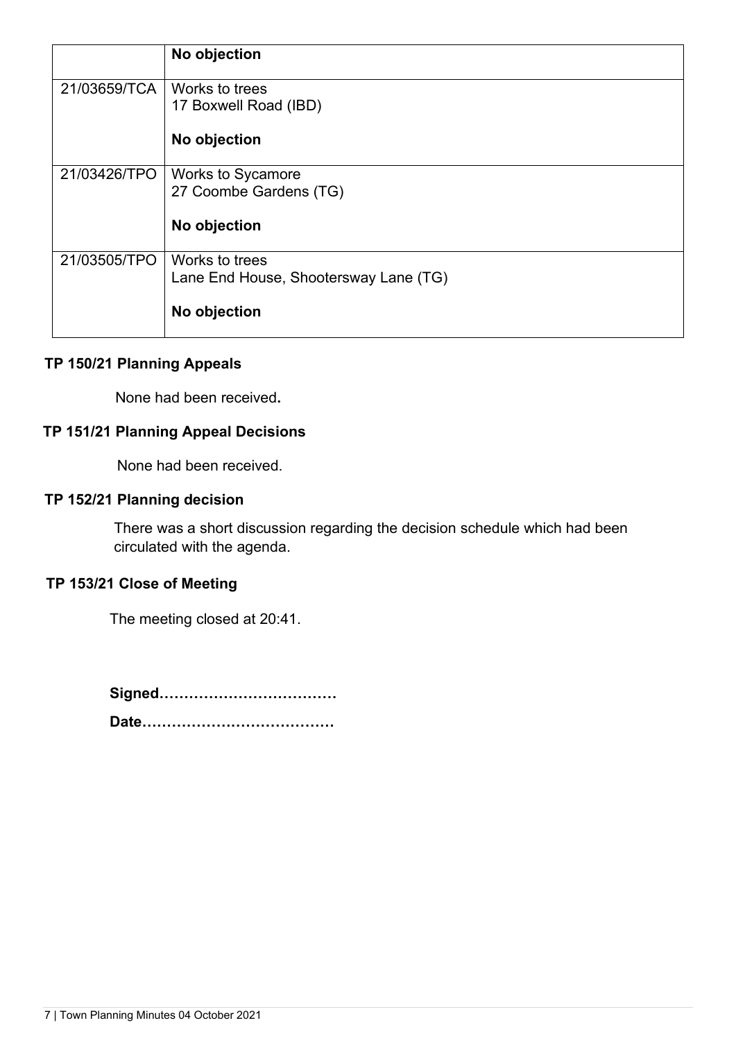| | |
|---|---|
| | **No objection** |
| 21/03659/TCA | Works to trees<br>17 Boxwell Road (IBD)<br><br>**No objection** |
| 21/03426/TPO | Works to Sycamore<br>27 Coombe Gardens (TG)<br><br>**No objection** |
| 21/03505/TPO | Works to trees<br>Lane End House, Shootersway Lane (TG)<br><br>**No objection** |

**TP 150/21 Planning Appeals**

None had been received**.**

**TP 151/21 Planning Appeal Decisions**

None had been received.

**TP 152/21 Planning decision**

There was a short discussion regarding the decision schedule which had been circulated with the agenda.

**TP 153/21 Close of Meeting**

The meeting closed at 20:41.

**Signed………………………………**

**Date…………………………………**